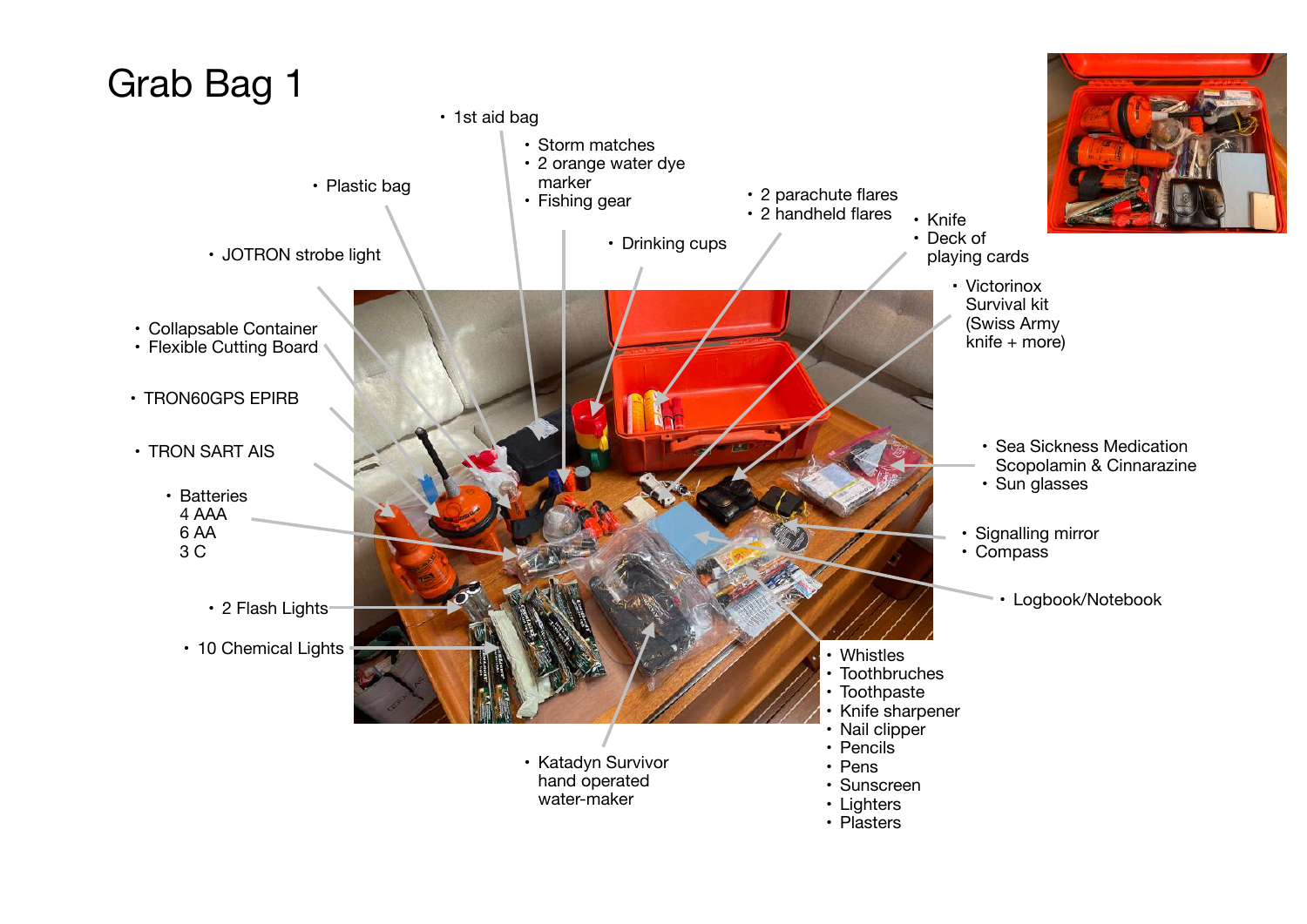# Grab Bag 1

- 1st aid bag
- Storm matches
- 2 orange water dye marker
- Fishing gear
- Plastic bag
- 2 parachute flares
- 2 handheld flares
- Knife
- Deck of playing cards
- Drinking cups
- JOTRON strobe light
- Victorinox Survival kit (Swiss Army knife + more)
- Collapsable Container
- Flexible Cutting Board
- TRON60GPS EPIRB
- TRON SART AIS
- Sea Sickness Medication Scopolamin & Cinnarazine
- Sun glasses
- Batteries
  4 AAA
  6 AA
  3 C
- Signalling mirror
- Compass
- Logbook/Notebook
- 2 Flash Lights
- 10 Chemical Lights
- Whistles
- Toothbruches
- Toothpaste
- Knife sharpener
- Nail clipper
- Pencils
- Pens
- Sunscreen
- Lighters
- Plasters
- Katadyn Survivor hand operated water-maker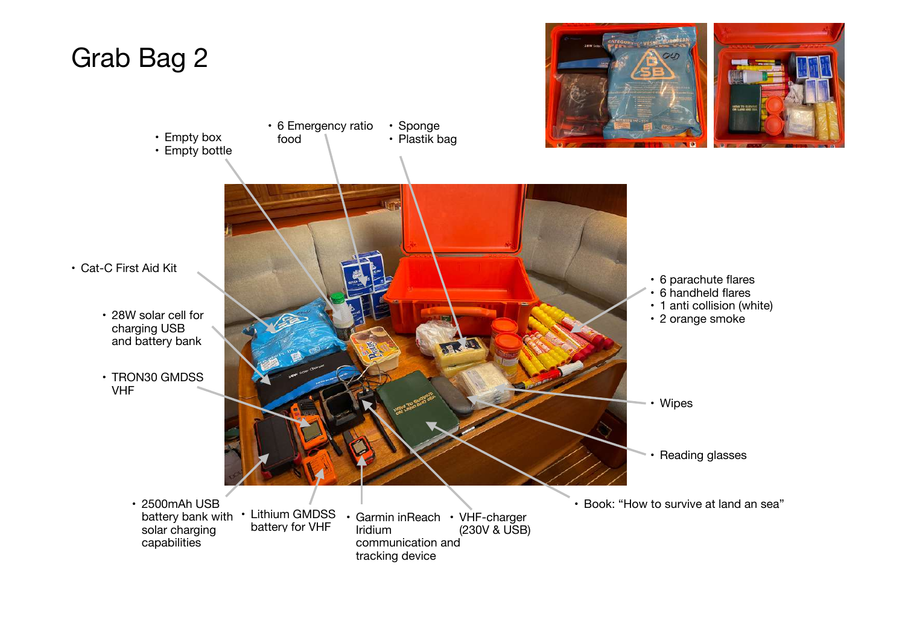# Grab Bag 2

- Empty box
- Empty bottle

- 6 Emergency ratio food

- Sponge
- Plastik bag

- Cat-C First Aid Kit

- 28W solar cell for charging USB and battery bank

- TRON30 GMDSS VHF

- 6 parachute flares
- 6 handheld flares
- 1 anti collision (white)
- 2 orange smoke

- Wipes

- Reading glasses

- 2500mAh USB battery bank with solar charging capabilities

- Lithium GMDSS battery for VHF

- Garmin inReach Iridium communication and tracking device

- VHF-charger (230V & USB)

- Book: “How to survive at land an sea”